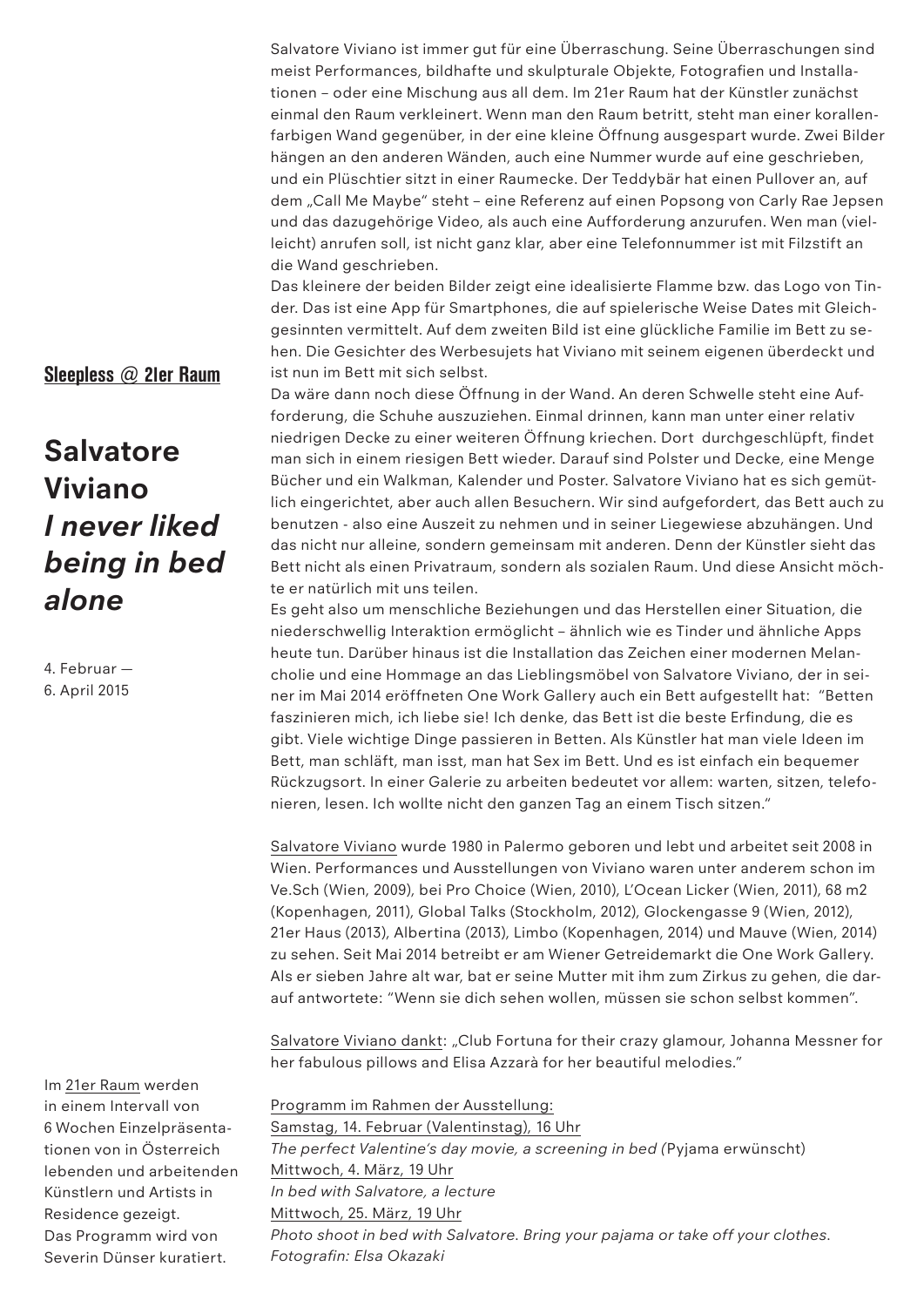**Sleepless @ 21er Raum**

# Salvatore Viviano *I never liked being in bed alone*

4. Februar — 6. April 2015

Salvatore Viviano ist immer gut für eine Überraschung. Seine Überraschungen sind meist Performances, bildhafte und skulpturale Objekte, Fotografien und Installationen – oder eine Mischung aus all dem. Im 21er Raum hat der Künstler zunächst einmal den Raum verkleinert. Wenn man den Raum betritt, steht man einer korallenfarbigen Wand gegenüber, in der eine kleine Öffnung ausgespart wurde. Zwei Bilder hängen an den anderen Wänden, auch eine Nummer wurde auf eine geschrieben, und ein Plüschtier sitzt in einer Raumecke. Der Teddybär hat einen Pullover an, auf dem „Call Me Maybe" steht – eine Referenz auf einen Popsong von Carly Rae Jepsen und das dazugehörige Video, als auch eine Aufforderung anzurufen. Wen man (vielleicht) anrufen soll, ist nicht ganz klar, aber eine Telefonnummer ist mit Filzstift an die Wand geschrieben.
Das kleinere der beiden Bilder zeigt eine idealisierte Flamme bzw. das Logo von Tinder. Das ist eine App für Smartphones, die auf spielerische Weise Dates mit Gleichgesinnten vermittelt. Auf dem zweiten Bild ist eine glückliche Familie im Bett zu sehen. Die Gesichter des Werbesujets hat Viviano mit seinem eigenen überdeckt und ist nun im Bett mit sich selbst.
Da wäre dann noch diese Öffnung in der Wand. An deren Schwelle steht eine Aufforderung, die Schuhe auszuziehen. Einmal drinnen, kann man unter einer relativ niedrigen Decke zu einer weiteren Öffnung kriechen. Dort durchgeschlüpft, findet man sich in einem riesigen Bett wieder. Darauf sind Polster und Decke, eine Menge Bücher und ein Walkman, Kalender und Poster. Salvatore Viviano hat es sich gemütlich eingerichtet, aber auch allen Besuchern. Wir sind aufgefordert, das Bett auch zu benutzen - also eine Auszeit zu nehmen und in seiner Liegewiese abzuhängen. Und das nicht nur alleine, sondern gemeinsam mit anderen. Denn der Künstler sieht das Bett nicht als einen Privatraum, sondern als sozialen Raum. Und diese Ansicht möchte er natürlich mit uns teilen.
Es geht also um menschliche Beziehungen und das Herstellen einer Situation, die niederschwellig Interaktion ermöglicht – ähnlich wie es Tinder und ähnliche Apps heute tun. Darüber hinaus ist die Installation das Zeichen einer modernen Melancholie und eine Hommage an das Lieblingsmöbel von Salvatore Viviano, der in seiner im Mai 2014 eröffneten One Work Gallery auch ein Bett aufgestellt hat: "Betten faszinieren mich, ich liebe sie! Ich denke, das Bett ist die beste Erfindung, die es gibt. Viele wichtige Dinge passieren in Betten. Als Künstler hat man viele Ideen im Bett, man schläft, man isst, man hat Sex im Bett. Und es ist einfach ein bequemer Rückzugsort. In einer Galerie zu arbeiten bedeutet vor allem: warten, sitzen, telefonieren, lesen. Ich wollte nicht den ganzen Tag an einem Tisch sitzen."

Salvatore Viviano wurde 1980 in Palermo geboren und lebt und arbeitet seit 2008 in Wien. Performances und Ausstellungen von Viviano waren unter anderem schon im Ve.Sch (Wien, 2009), bei Pro Choice (Wien, 2010), L'Ocean Licker (Wien, 2011), 68 m2 (Kopenhagen, 2011), Global Talks (Stockholm, 2012), Glockengasse 9 (Wien, 2012), 21er Haus (2013), Albertina (2013), Limbo (Kopenhagen, 2014) und Mauve (Wien, 2014) zu sehen. Seit Mai 2014 betreibt er am Wiener Getreidemarkt die One Work Gallery. Als er sieben Jahre alt war, bat er seine Mutter mit ihm zum Zirkus zu gehen, die darauf antwortete: "Wenn sie dich sehen wollen, müssen sie schon selbst kommen".

Salvatore Viviano dankt: „Club Fortuna for their crazy glamour, Johanna Messner for her fabulous pillows and Elisa Azzarà for her beautiful melodies."

Programm im Rahmen der Ausstellung:
Samstag, 14. Februar (Valentinstag), 16 Uhr
*The perfect Valentine's day movie, a screening in bed (*Pyjama erwünscht)
Mittwoch, 4. März, 19 Uhr
*In bed with Salvatore, a lecture*
Mittwoch, 25. März, 19 Uhr
*Photo shoot in bed with Salvatore. Bring your pajama or take off your clothes. Fotografin: Elsa Okazaki*

Im 21er Raum werden in einem Intervall von 6 Wochen Einzelpräsentationen von in Österreich lebenden und arbeitenden Künstlern und Artists in Residence gezeigt. Das Programm wird von Severin Dünser kuratiert.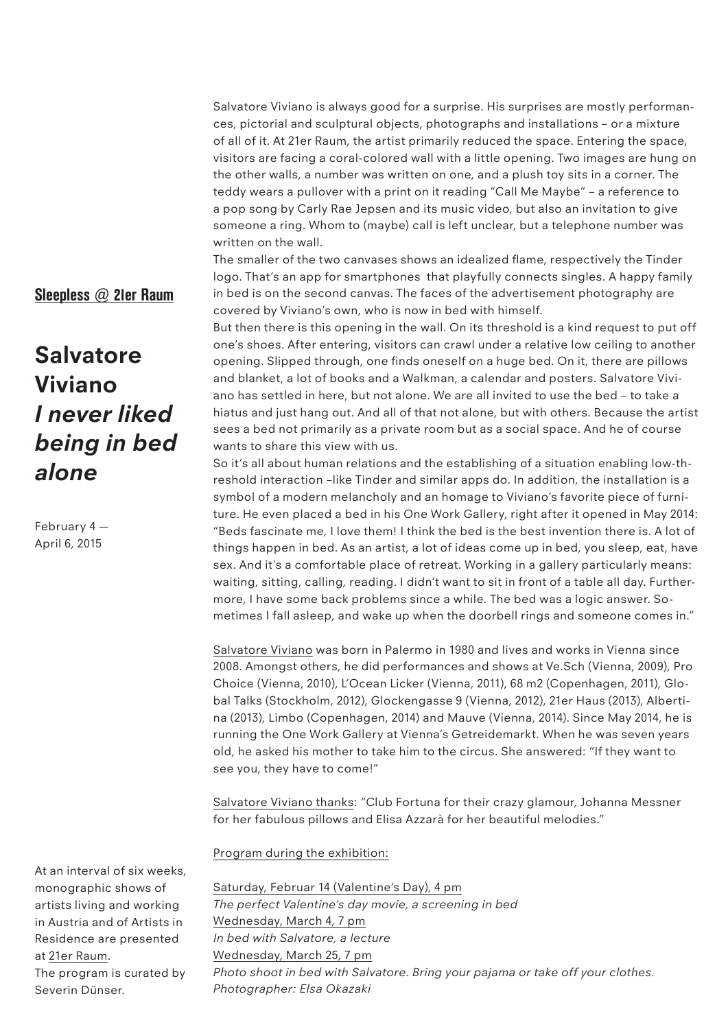Sleepless @ 21er Raum

# Salvatore Viviano *I never liked being in bed alone*

February 4 — April 6, 2015

Salvatore Viviano is always good for a surprise. His surprises are mostly performances, pictorial and sculptural objects, photographs and installations – or a mixture of all of it. At 21er Raum, the artist primarily reduced the space. Entering the space, visitors are facing a coral-colored wall with a little opening. Two images are hung on the other walls, a number was written on one, and a plush toy sits in a corner. The teddy wears a pullover with a print on it reading "Call Me Maybe" – a reference to a pop song by Carly Rae Jepsen and its music video, but also an invitation to give someone a ring. Whom to (maybe) call is left unclear, but a telephone number was written on the wall.
The smaller of the two canvases shows an idealized flame, respectively the Tinder logo. That's an app for smartphones that playfully connects singles. A happy family in bed is on the second canvas. The faces of the advertisement photography are covered by Viviano's own, who is now in bed with himself.
But then there is this opening in the wall. On its threshold is a kind request to put off one's shoes. After entering, visitors can crawl under a relative low ceiling to another opening. Slipped through, one finds oneself on a huge bed. On it, there are pillows and blanket, a lot of books and a Walkman, a calendar and posters. Salvatore Viviano has settled in here, but not alone. We are all invited to use the bed – to take a hiatus and just hang out. And all of that not alone, but with others. Because the artist sees a bed not primarily as a private room but as a social space. And he of course wants to share this view with us.
So it's all about human relations and the establishing of a situation enabling low-threshold interaction –like Tinder and similar apps do. In addition, the installation is a symbol of a modern melancholy and an homage to Viviano's favorite piece of furniture. He even placed a bed in his One Work Gallery, right after it opened in May 2014: "Beds fascinate me, I love them! I think the bed is the best invention there is. A lot of things happen in bed. As an artist, a lot of ideas come up in bed, you sleep, eat, have sex. And it's a comfortable place of retreat. Working in a gallery particularly means: waiting, sitting, calling, reading. I didn't want to sit in front of a table all day. Furthermore, I have some back problems since a while. The bed was a logic answer. Sometimes I fall asleep, and wake up when the doorbell rings and someone comes in."

Salvatore Viviano was born in Palermo in 1980 and lives and works in Vienna since 2008. Amongst others, he did performances and shows at Ve.Sch (Vienna, 2009), Pro Choice (Vienna, 2010), L'Ocean Licker (Vienna, 2011), 68 m2 (Copenhagen, 2011), Global Talks (Stockholm, 2012), Glockengasse 9 (Vienna, 2012), 21er Haus (2013), Albertina (2013), Limbo (Copenhagen, 2014) and Mauve (Vienna, 2014). Since May 2014, he is running the One Work Gallery at Vienna's Getreidemarkt. When he was seven years old, he asked his mother to take him to the circus. She answered: "If they want to see you, they have to come!"

Salvatore Viviano thanks: "Club Fortuna for their crazy glamour, Johanna Messner for her fabulous pillows and Elisa Azzarà for her beautiful melodies."

Program during the exhibition:

Saturday, Februar 14 (Valentine's Day), 4 pm
*The perfect Valentine's day movie, a screening in bed*
Wednesday, March 4, 7 pm
*In bed with Salvatore, a lecture*
Wednesday, March 25, 7 pm
*Photo shoot in bed with Salvatore. Bring your pajama or take off your clothes. Photographer: Elsa Okazaki*

At an interval of six weeks, monographic shows of artists living and working in Austria and of Artists in Residence are presented at 21er Raum.
The program is curated by Severin Dünser.